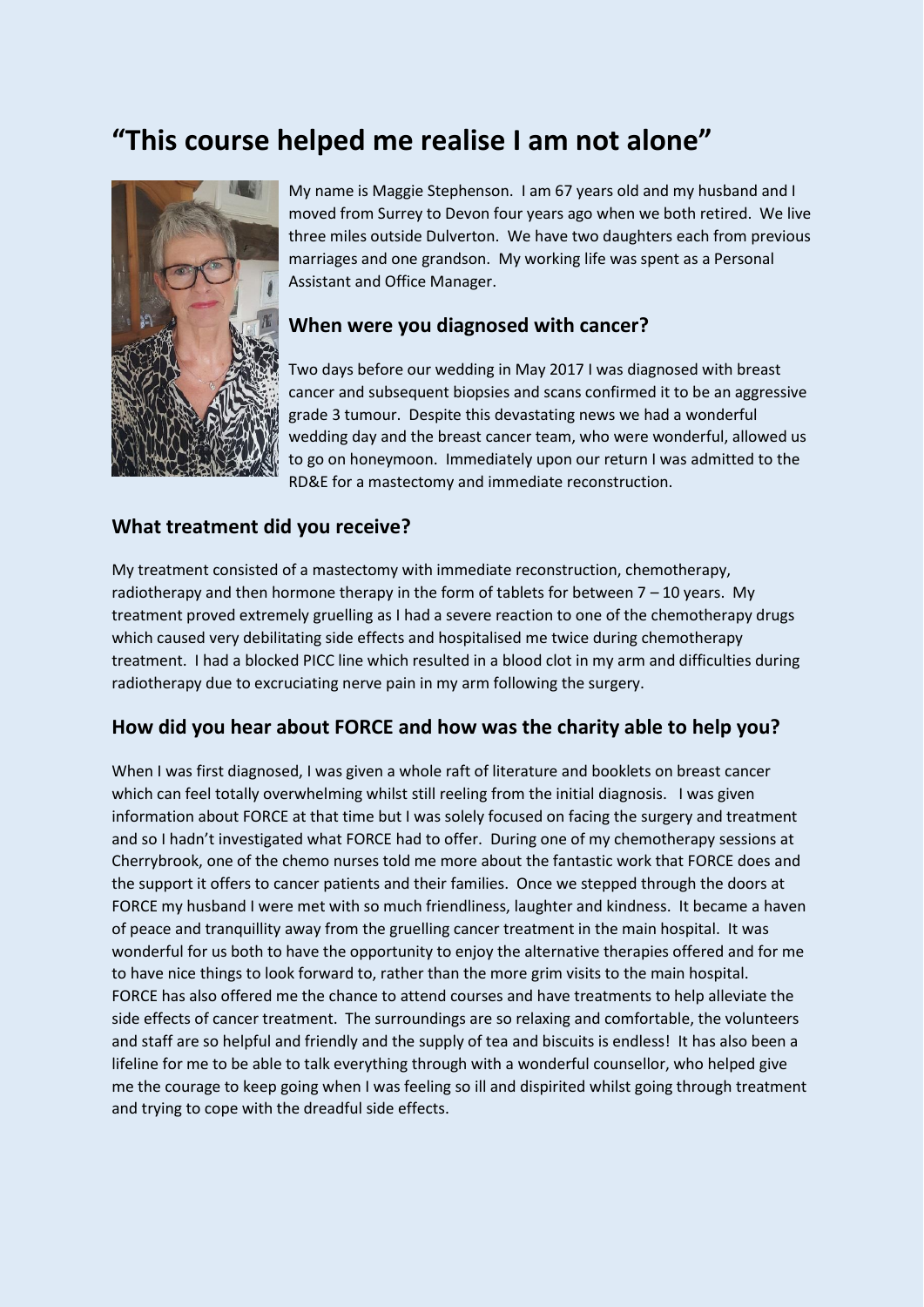# “This course helped me realise I am not alone”

My name is Maggie Stephenson. I am 67 years old and my husband and I moved from Surrey to Devon four years ago when we both retired. We live three miles outside Dulverton. We have two daughters each from previous marriages and one grandson. My working life was spent as a Personal Assistant and Office Manager.

## When were you diagnosed with cancer?

Two days before our wedding in May 2017 I was diagnosed with breast cancer and subsequent biopsies and scans confirmed it to be an aggressive grade 3 tumour. Despite this devastating news we had a wonderful wedding day and the breast cancer team, who were wonderful, allowed us to go on honeymoon. Immediately upon our return I was admitted to the RD&E for a mastectomy and immediate reconstruction.

## What treatment did you receive?

My treatment consisted of a mastectomy with immediate reconstruction, chemotherapy, radiotherapy and then hormone therapy in the form of tablets for between 7 – 10 years. My treatment proved extremely gruelling as I had a severe reaction to one of the chemotherapy drugs which caused very debilitating side effects and hospitalised me twice during chemotherapy treatment. I had a blocked PICC line which resulted in a blood clot in my arm and difficulties during radiotherapy due to excruciating nerve pain in my arm following the surgery.

## How did you hear about FORCE and how was the charity able to help you?

When I was first diagnosed, I was given a whole raft of literature and booklets on breast cancer which can feel totally overwhelming whilst still reeling from the initial diagnosis. I was given information about FORCE at that time but I was solely focused on facing the surgery and treatment and so I hadn't investigated what FORCE had to offer. During one of my chemotherapy sessions at Cherrybrook, one of the chemo nurses told me more about the fantastic work that FORCE does and the support it offers to cancer patients and their families. Once we stepped through the doors at FORCE my husband I were met with so much friendliness, laughter and kindness. It became a haven of peace and tranquillity away from the gruelling cancer treatment in the main hospital. It was wonderful for us both to have the opportunity to enjoy the alternative therapies offered and for me to have nice things to look forward to, rather than the more grim visits to the main hospital. FORCE has also offered me the chance to attend courses and have treatments to help alleviate the side effects of cancer treatment. The surroundings are so relaxing and comfortable, the volunteers and staff are so helpful and friendly and the supply of tea and biscuits is endless! It has also been a lifeline for me to be able to talk everything through with a wonderful counsellor, who helped give me the courage to keep going when I was feeling so ill and dispirited whilst going through treatment and trying to cope with the dreadful side effects.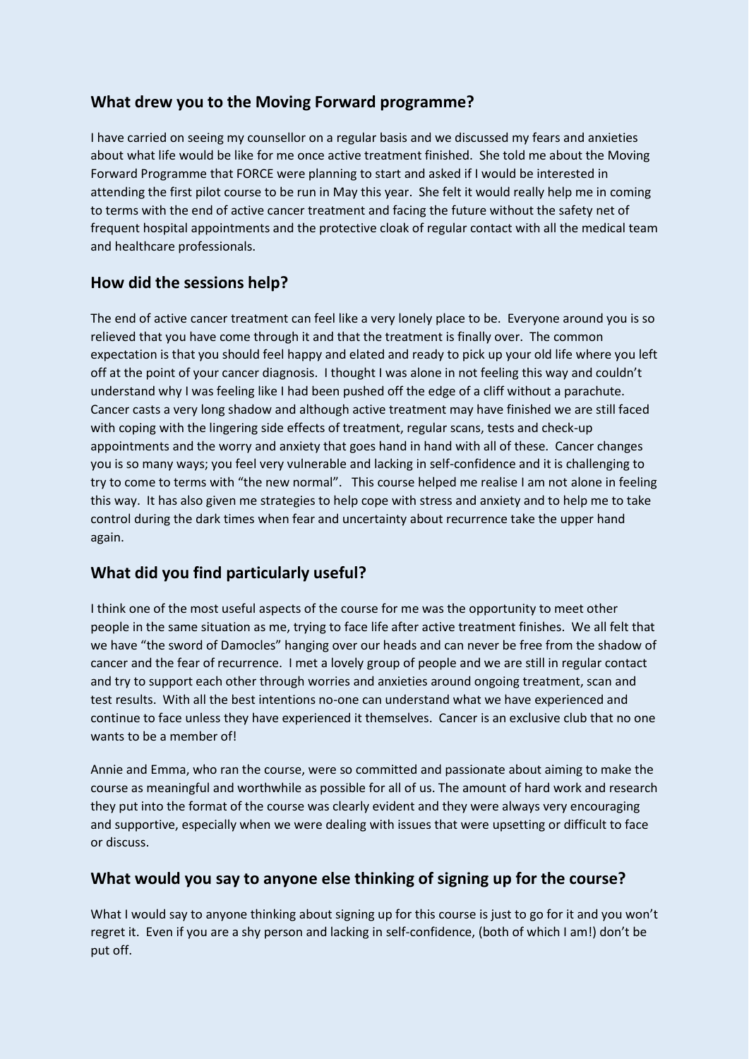## What drew you to the Moving Forward programme?

I have carried on seeing my counsellor on a regular basis and we discussed my fears and anxieties about what life would be like for me once active treatment finished. She told me about the Moving Forward Programme that FORCE were planning to start and asked if I would be interested in attending the first pilot course to be run in May this year. She felt it would really help me in coming to terms with the end of active cancer treatment and facing the future without the safety net of frequent hospital appointments and the protective cloak of regular contact with all the medical team and healthcare professionals.

## How did the sessions help?

The end of active cancer treatment can feel like a very lonely place to be. Everyone around you is so relieved that you have come through it and that the treatment is finally over. The common expectation is that you should feel happy and elated and ready to pick up your old life where you left off at the point of your cancer diagnosis. I thought I was alone in not feeling this way and couldn't understand why I was feeling like I had been pushed off the edge of a cliff without a parachute. Cancer casts a very long shadow and although active treatment may have finished we are still faced with coping with the lingering side effects of treatment, regular scans, tests and check-up appointments and the worry and anxiety that goes hand in hand with all of these. Cancer changes you is so many ways; you feel very vulnerable and lacking in self-confidence and it is challenging to try to come to terms with "the new normal". This course helped me realise I am not alone in feeling this way. It has also given me strategies to help cope with stress and anxiety and to help me to take control during the dark times when fear and uncertainty about recurrence take the upper hand again.

## What did you find particularly useful?

I think one of the most useful aspects of the course for me was the opportunity to meet other people in the same situation as me, trying to face life after active treatment finishes. We all felt that we have "the sword of Damocles" hanging over our heads and can never be free from the shadow of cancer and the fear of recurrence. I met a lovely group of people and we are still in regular contact and try to support each other through worries and anxieties around ongoing treatment, scan and test results. With all the best intentions no-one can understand what we have experienced and continue to face unless they have experienced it themselves. Cancer is an exclusive club that no one wants to be a member of!

Annie and Emma, who ran the course, were so committed and passionate about aiming to make the course as meaningful and worthwhile as possible for all of us. The amount of hard work and research they put into the format of the course was clearly evident and they were always very encouraging and supportive, especially when we were dealing with issues that were upsetting or difficult to face or discuss.

## What would you say to anyone else thinking of signing up for the course?

What I would say to anyone thinking about signing up for this course is just to go for it and you won't regret it. Even if you are a shy person and lacking in self-confidence, (both of which I am!) don't be put off.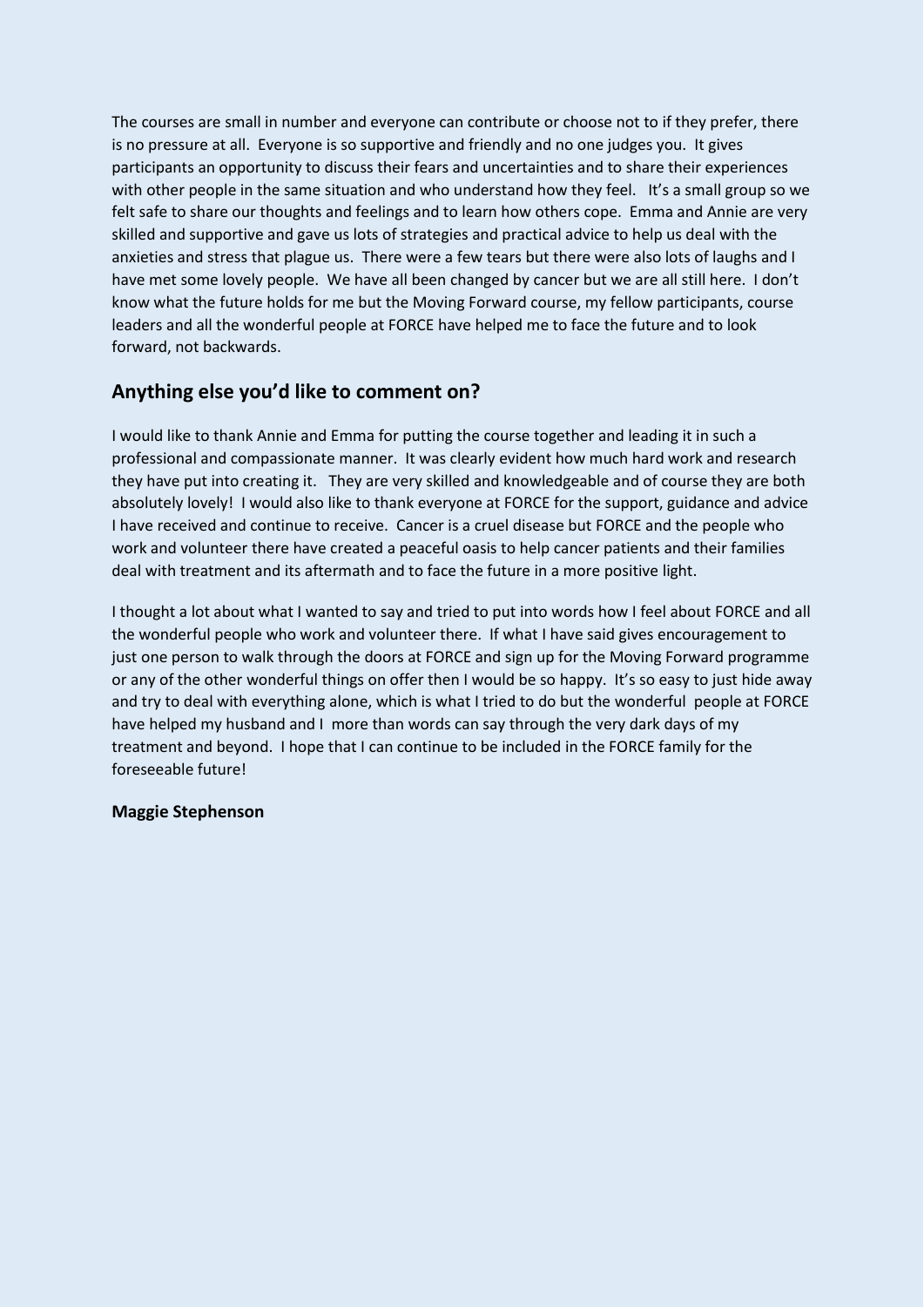The courses are small in number and everyone can contribute or choose not to if they prefer, there is no pressure at all. Everyone is so supportive and friendly and no one judges you. It gives participants an opportunity to discuss their fears and uncertainties and to share their experiences with other people in the same situation and who understand how they feel. It's a small group so we felt safe to share our thoughts and feelings and to learn how others cope. Emma and Annie are very skilled and supportive and gave us lots of strategies and practical advice to help us deal with the anxieties and stress that plague us. There were a few tears but there were also lots of laughs and I have met some lovely people. We have all been changed by cancer but we are all still here. I don't know what the future holds for me but the Moving Forward course, my fellow participants, course leaders and all the wonderful people at FORCE have helped me to face the future and to look forward, not backwards.

## Anything else you'd like to comment on?

I would like to thank Annie and Emma for putting the course together and leading it in such a professional and compassionate manner. It was clearly evident how much hard work and research they have put into creating it. They are very skilled and knowledgeable and of course they are both absolutely lovely! I would also like to thank everyone at FORCE for the support, guidance and advice I have received and continue to receive. Cancer is a cruel disease but FORCE and the people who work and volunteer there have created a peaceful oasis to help cancer patients and their families deal with treatment and its aftermath and to face the future in a more positive light.

I thought a lot about what I wanted to say and tried to put into words how I feel about FORCE and all the wonderful people who work and volunteer there. If what I have said gives encouragement to just one person to walk through the doors at FORCE and sign up for the Moving Forward programme or any of the other wonderful things on offer then I would be so happy. It's so easy to just hide away and try to deal with everything alone, which is what I tried to do but the wonderful people at FORCE have helped my husband and I more than words can say through the very dark days of my treatment and beyond. I hope that I can continue to be included in the FORCE family for the foreseeable future!

**Maggie Stephenson**